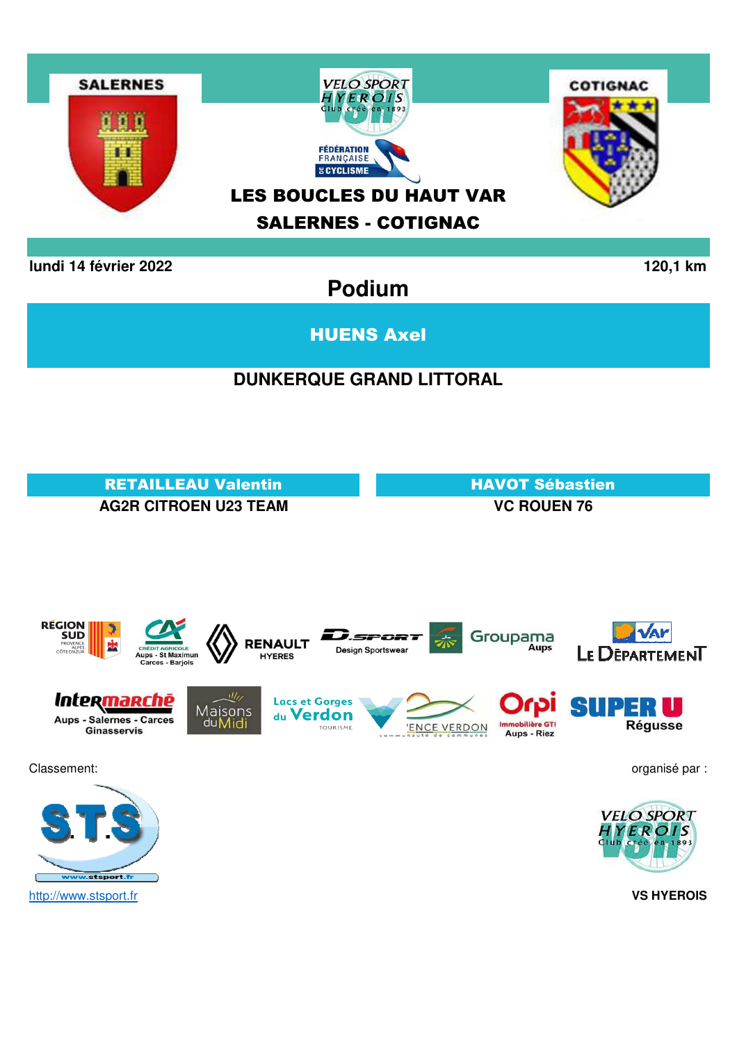SALERNES

COTIGNAC

# LES BOUCLES DU HAUT VAR

## SALERNES - COTIGNAC

**lundi 14 février 2022** **120,1 km**

## Podium

**HUENS Axel**

**DUNKERQUE GRAND LITTORAL**

**RETAILLEAU Valentin**

**AG2R CITROEN U23 TEAM**

**HAVOT Sébastien**

**VC ROUEN 76**

Classement:

http://www.stsport.fr

organisé par :

**VS HYEROIS**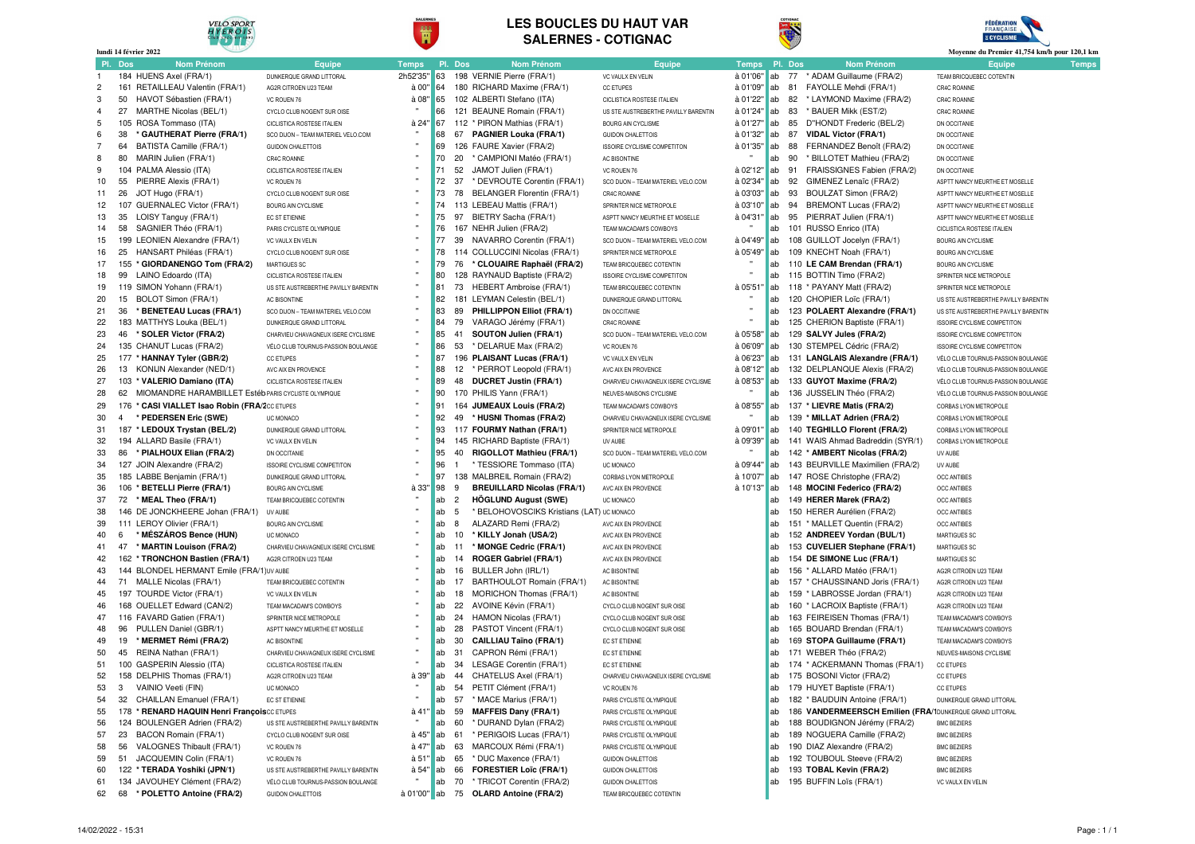# LES BOUCLES DU HAUT VAR
## SALERNES - COTIGNAC

lundi 14 février 2022

Moyenne du Premier 41,754 km/h pour 120,1 km

| Pl. | Dos | Nom Prénom | Equipe | Temps | Pl. | Dos | Nom Prénom | Equipe | Temps | Pl. | Dos | Nom Prénom | Equipe | Temps |
|---|---|---|---|---|---|---|---|---|---|---|---|---|---|---|
| 1 | 184 | HUENS Axel (FRA/1) | DUNKERQUE GRAND LITTORAL | 2h52'35" | 63 | 198 | VERNIE Pierre (FRA/1) | VC VAULX EN VELIN | à 01'06" | ab | 77 | * ADAM Guillaume (FRA/2) | TEAM BRICQUEBEC COTENTIN | |
| 2 | 161 | RETAILLEAU Valentin (FRA/1) | AG2R CITROEN U23 TEAM | à 00" | 64 | 180 | RICHARD Maxime (FRA/1) | CC ETUPES | à 01'09" | ab | 81 | FAYOLLE Mehdi (FRA/1) | CR4C ROANNE | |
| 3 | 50 | HAVOT Sébastien (FRA/1) | VC ROUEN 76 | à 08" | 65 | 102 | ALBERTI Stefano (ITA) | CICLISTICA ROSTESE ITALIEN | à 01'22" | ab | 82 | * LAYMOND Maxime (FRA/2) | CR4C ROANNE | |
| 4 | 27 | MARTHE Nicolas (BEL/1) | CYCLO CLUB NOGENT SUR OISE | " | 66 | 121 | BEAUNE Romain (FRA/1) | US STE AUSTREBERTHE PAVILLY BARENTIN | à 01'24" | ab | 83 | * BAUER Mikk (EST/2) | CR4C ROANNE | |
| 5 | 105 | ROSA Tommaso (ITA) | CICLISTICA ROSTESE ITALIEN | à 24" | 67 | 112 | * PIRON Mathias (FRA/1) | BOURG AIN CYCLISME | à 01'27" | ab | 85 | D"HONDT Frederic (BEL/2) | DN OCCITANIE | |
| 6 | 38 | * **GAUTHERAT Pierre (FRA/1)** | SCO DIJON – TEAM MATERIEL VELO.COM | " | 68 | 67 | **PAGNIER Louka (FRA/1)** | GUIDON CHALETTOIS | à 01'32" | ab | 87 | **VIDAL Victor (FRA/1)** | DN OCCITANIE | |
| 7 | 64 | BATISTA Camille (FRA/1) | GUIDON CHALETTOIS | " | 69 | 126 | FAURE Xavier (FRA/2) | ISSOIRE CYCLISME COMPETITON | à 01'35" | ab | 88 | FERNANDEZ Benoît (FRA/2) | DN OCCITANIE | |
| 8 | 80 | MARIN Julien (FRA/1) | CR4C ROANNE | " | 70 | 20 | * CAMPIONI Matéo (FRA/1) | AC BISONTINE | " | ab | 90 | * BILLOTET Mathieu (FRA/2) | DN OCCITANIE | |
| 9 | 104 | PALMA Alessio (ITA) | CICLISTICA ROSTESE ITALIEN | " | 71 | 52 | JAMOT Julien (FRA/1) | VC ROUEN 76 | à 02'12" | ab | 91 | FRAISSIGNES Fabien (FRA/2) | DN OCCITANIE | |
| 10 | 55 | PIERRE Alexis (FRA/1) | VC ROUEN 76 | " | 72 | 37 | * DEVROUTE Corentin (FRA/1) | SCO DIJON – TEAM MATERIEL VELO.COM | à 02'34" | ab | 92 | GIMENEZ Lenaïc (FRA/2) | ASPTT NANCY MEURTHE ET MOSELLE | |
| 11 | 26 | JOT Hugo (FRA/1) | CYCLO CLUB NOGENT SUR OISE | " | 73 | 78 | BELANGER Florentin (FRA/1) | CR4C ROANNE | à 03'03" | ab | 93 | BOULZAT Simon (FRA/2) | ASPTT NANCY MEURTHE ET MOSELLE | |
| 12 | 107 | GUERNALEC Victor (FRA/1) | BOURG AIN CYCLISME | " | 74 | 113 | LEBEAU Mattis (FRA/1) | SPRINTER NICE METROPOLE | à 03'10" | ab | 94 | BREMONT Lucas (FRA/2) | ASPTT NANCY MEURTHE ET MOSELLE | |
| 13 | 35 | LOISY Tanguy (FRA/1) | EC ST ETIENNE | " | 75 | 97 | BIETRY Sacha (FRA/1) | ASPTT NANCY MEURTHE ET MOSELLE | à 04'31" | ab | 95 | PIERRAT Julien (FRA/1) | ASPTT NANCY MEURTHE ET MOSELLE | |
| 14 | 58 | SAGNIER Théo (FRA/1) | PARIS CYCLISTE OLYMPIQUE | " | 76 | 167 | NEHR Julien (FRA/2) | TEAM MACADAM'S COWBOYS | " | ab | 101 | RUSSO Enrico (ITA) | CICLISTICA ROSTESE ITALIEN | |
| 15 | 199 | LEONIEN Alexandre (FRA/1) | VC VAULX EN VELIN | " | 77 | 39 | NAVARRO Corentin (FRA/1) | SCO DIJON – TEAM MATERIEL VELO.COM | à 04'49" | ab | 108 | GUILLOT Jocelyn (FRA/1) | BOURG AIN CYCLISME | |
| 16 | 25 | HANSART Philéas (FRA/1) | CYCLO CLUB NOGENT SUR OISE | " | 78 | 114 | COLLUCCINI Nicolas (FRA/1) | SPRINTER NICE METROPOLE | à 05'49" | ab | 109 | KNECHT Noah (FRA/1) | BOURG AIN CYCLISME | |
| 17 | 155 | * **GIORDANENGO Tom (FRA/2)** | MARTIGUES SC | " | 79 | 76 | * **CLOUAIRE Raphaël (FRA/2)** | TEAM BRICQUEBEC COTENTIN | " | ab | 110 | **LE CAM Brendan (FRA/1)** | BOURG AIN CYCLISME | |
| 18 | 99 | LAINO Edoardo (ITA) | CICLISTICA ROSTESE ITALIEN | " | 80 | 128 | RAYNAUD Baptiste (FRA/2) | ISSOIRE CYCLISME COMPETITON | " | ab | 115 | BOTTIN Timo (FRA/2) | SPRINTER NICE METROPOLE | |
| 19 | 119 | SIMON Yohann (FRA/1) | US STE AUSTREBERTHE PAVILLY BARENTIN | " | 81 | 73 | HEBERT Ambroise (FRA/1) | TEAM BRICQUEBEC COTENTIN | à 05'51" | ab | 118 | * PAYANY Matt (FRA/2) | SPRINTER NICE METROPOLE | |
| 20 | 15 | BOLOT Simon (FRA/1) | AC BISONTINE | " | 82 | 181 | LEYMAN Celestin (BEL/1) | DUNKERQUE GRAND LITTORAL | " | ab | 120 | CHOPIER Loïc (FRA/1) | US STE AUSTREBERTHE PAVILLY BARENTIN | |
| 21 | 36 | * **BENETEAU Lucas (FRA/1)** | SCO DIJON – TEAM MATERIEL VELO.COM | " | 83 | 89 | **PHILLIPPON Elliot (FRA/1)** | DN OCCITANIE | " | ab | 123 | **POLAERT Alexandre (FRA/1)** | US STE AUSTREBERTHE PAVILLY BARENTIN | |
| 22 | 183 | MATTHYS Louka (BEL/1) | DUNKERQUE GRAND LITTORAL | " | 84 | 79 | VARAGO Jérémy (FRA/1) | CR4C ROANNE | " | ab | 125 | CHERION Baptiste (FRA/1) | ISSOIRE CYCLISME COMPETITON | |
| 23 | 46 | * **SOLER Victor (FRA/2)** | CHARVIEU CHAVAGNEUX ISERE CYCLISME | " | 85 | 41 | **SOUTON Julien (FRA/1)** | SCO DIJON – TEAM MATERIEL VELO.COM | à 05'58" | ab | 129 | **SALVY Jules (FRA/2)** | ISSOIRE CYCLISME COMPETITON | |
| 24 | 135 | CHANUT Lucas (FRA/2) | VÉLO CLUB TOURNUS-PASSION BOULANGE | " | 86 | 53 | * DELARUE Max (FRA/2) | VC ROUEN 76 | à 06'09" | ab | 130 | STEMPEL Cédric (FRA/2) | ISSOIRE CYCLISME COMPETITON | |
| 25 | 177 | * **HANNAY Tyler (GBR/2)** | CC ETUPES | " | 87 | 196 | **PLAISANT Lucas (FRA/1)** | VC VAULX EN VELIN | à 06'23" | ab | 131 | **LANGLAIS Alexandre (FRA/1)** | VÉLO CLUB TOURNUS-PASSION BOULANGE | |
| 26 | 13 | KONIJN Alexander (NED/1) | AVC AIX EN PROVENCE | " | 88 | 12 | * PERROT Leopold (FRA/1) | AVC AIX EN PROVENCE | à 08'12" | ab | 132 | DELPLANQUE Alexis (FRA/2) | VÉLO CLUB TOURNUS-PASSION BOULANGE | |
| 27 | 103 | * **VALERIO Damiano (ITA)** | CICLISTICA ROSTESE ITALIEN | " | 89 | 48 | **DUCRET Justin (FRA/1)** | CHARVIEU CHAVAGNEUX ISERE CYCLISME | à 08'53" | ab | 133 | **GUYOT Maxime (FRA/2)** | VÉLO CLUB TOURNUS-PASSION BOULANGE | |
| 28 | 62 | MIOMANDRE HARAMBILLET Estéb | PARIS CYCLISTE OLYMPIQUE | " | 90 | 170 | PHILIS Yann (FRA/1) | NEUVES-MAISONS CYCLISME | " | ab | 136 | JUSSELIN Théo (FRA/2) | VÉLO CLUB TOURNUS-PASSION BOULANGE | |
| 29 | 176 | * **CASI VIALLET Isao Robin (FRA/2** | CC ETUPES | " | 91 | 164 | **JUMEAUX Louis (FRA/2)** | TEAM MACADAM'S COWBOYS | à 08'55" | ab | 137 | * **LIEVRE Matis (FRA/2)** | CORBAS LYON METROPOLE | |
| 30 | 4 | * **PEDERSEN Eric (SWE)** | UC MONACO | " | 92 | 49 | * **HUSNI Thomas (FRA/2)** | CHARVIEU CHAVAGNEUX ISERE CYCLISME | " | ab | 139 | * **MILLAT Adrien (FRA/2)** | CORBAS LYON METROPOLE | |
| 31 | 187 | * **LEDOUX Trystan (BEL/2)** | DUNKERQUE GRAND LITTORAL | " | 93 | 117 | **FOURMY Nathan (FRA/1)** | SPRINTER NICE METROPOLE | à 09'01" | ab | 140 | **TEGHILLO Florent (FRA/2)** | CORBAS LYON METROPOLE | |
| 32 | 194 | ALLARD Basile (FRA/1) | VC VAULX EN VELIN | " | 94 | 145 | RICHARD Baptiste (FRA/1) | UV AUBE | à 09'39" | ab | 141 | WAIS Ahmad Badreddin (SYR/1) | CORBAS LYON METROPOLE | |
| 33 | 86 | * **PIALHOUX Elian (FRA/2)** | DN OCCITANIE | " | 95 | 40 | **RIGOLLOT Mathieu (FRA/1)** | SCO DIJON – TEAM MATERIEL VELO.COM | " | ab | 142 | * **AMBERT Nicolas (FRA/2)** | UV AUBE | |
| 34 | 127 | JOIN Alexandre (FRA/2) | ISSOIRE CYCLISME COMPETITON | " | 96 | 1 | * TESSIORE Tommaso (ITA) | UC MONACO | à 09'44" | ab | 143 | BEURVILLE Maximilien (FRA/2) | UV AUBE | |
| 35 | 185 | LABBE Benjamin (FRA/1) | DUNKERQUE GRAND LITTORAL | " | 97 | 138 | MALBREIL Romain (FRA/2) | CORBAS LYON METROPOLE | à 10'07" | ab | 147 | ROSE Christophe (FRA/2) | OCC ANTIBES | |
| 36 | 106 | * **BETELLI Pierre (FRA/1)** | BOURG AIN CYCLISME | à 33" | 98 | 9 | **BREUILLARD Nicolas (FRA/1)** | AVC AIX EN PROVENCE | à 10'13" | ab | 148 | **MOCINI Federico (FRA/2)** | OCC ANTIBES | |
| 37 | 72 | * **MEAL Theo (FRA/1)** | TEAM BRICQUEBEC COTENTIN | " | ab | 2 | **HÖGLUND August (SWE)** | UC MONACO | | ab | 149 | **HERER Marek (FRA/2)** | OCC ANTIBES | |
| 38 | 146 | DE JONCKHEERE Johan (FRA/1) | UV AUBE | " | ab | 5 | * BELOHOVOSCIKS Kristians (LAT) | UC MONACO | | ab | 150 | HERER Aurélien (FRA/2) | OCC ANTIBES | |
| 39 | 111 | LEROY Olivier (FRA/1) | BOURG AIN CYCLISME | " | ab | 8 | ALAZARD Remi (FRA/2) | AVC AIX EN PROVENCE | | ab | 151 | * MALLET Quentin (FRA/2) | OCC ANTIBES | |
| 40 | 6 | * **MÉSZÁROS Bence (HUN)** | UC MONACO | " | ab | 10 | * **KILLY Jonah (USA/2)** | AVC AIX EN PROVENCE | | ab | 152 | **ANDREEV Yordan (BUL/1)** | MARTIGUES SC | |
| 41 | 47 | * **MARTIN Louison (FRA/2)** | CHARVIEU CHAVAGNEUX ISERE CYCLISME | " | ab | 11 | * **MONGE Cedric (FRA/1)** | AVC AIX EN PROVENCE | | ab | 153 | **CUVELIER Stephane (FRA/1)** | MARTIGUES SC | |
| 42 | 162 | * **TRONCHON Bastien (FRA/1)** | AG2R CITROEN U23 TEAM | " | ab | 14 | **ROGER Gabriel (FRA/1)** | AVC AIX EN PROVENCE | | ab | 154 | **DE SIMONE Luc (FRA/1)** | MARTIGUES SC | |
| 43 | 144 | BLONDEL HERMANT Emile (FRA/1) | UV AUBE | " | ab | 16 | BULLER John (IRL/1) | AC BISONTINE | | ab | 156 | * ALLARD Matéo (FRA/1) | AG2R CITROEN U23 TEAM | |
| 44 | 71 | MALLE Nicolas (FRA/1) | TEAM BRICQUEBEC COTENTIN | " | ab | 17 | BARTHOULOT Romain (FRA/1) | AC BISONTINE | | ab | 157 | * CHAUSSINAND Joris (FRA/1) | AG2R CITROEN U23 TEAM | |
| 45 | 197 | TOURDE Victor (FRA/1) | VC VAULX EN VELIN | " | ab | 18 | MORICHON Thomas (FRA/1) | AC BISONTINE | | ab | 159 | * LABROSSE Jordan (FRA/1) | AG2R CITROEN U23 TEAM | |
| 46 | 168 | OUELLET Edward (CAN/2) | TEAM MACADAM'S COWBOYS | " | ab | 22 | AVOINE Kévin (FRA/1) | CYCLO CLUB NOGENT SUR OISE | | ab | 160 | * LACROIX Baptiste (FRA/1) | AG2R CITROEN U23 TEAM | |
| 47 | 116 | FAVARD Gatien (FRA/1) | SPRINTER NICE METROPOLE | " | ab | 24 | HAMON Nicolas (FRA/1) | CYCLO CLUB NOGENT SUR OISE | | ab | 163 | FEIREISEN Thomas (FRA/1) | TEAM MACADAM'S COWBOYS | |
| 48 | 96 | PULLEN Daniel (GBR/1) | ASPTT NANCY MEURTHE ET MOSELLE | " | ab | 28 | PASTOT Vincent (FRA/1) | CYCLO CLUB NOGENT SUR OISE | | ab | 165 | BOUARD Brendan (FRA/1) | TEAM MACADAM'S COWBOYS | |
| 49 | 19 | * **MERMET Rémi (FRA/2)** | AC BISONTINE | " | ab | 30 | **CAILLIAU Taïno (FRA/1)** | EC ST ETIENNE | | ab | 169 | **STOPA Guillaume (FRA/1)** | TEAM MACADAM'S COWBOYS | |
| 50 | 45 | REINA Nathan (FRA/1) | CHARVIEU CHAVAGNEUX ISERE CYCLISME | " | ab | 31 | CAPRON Rémi (FRA/1) | EC ST ETIENNE | | ab | 171 | WEBER Théo (FRA/2) | NEUVES-MAISONS CYCLISME | |
| 51 | 100 | GASPERIN Alessio (ITA) | CICLISTICA ROSTESE ITALIEN | " | ab | 34 | LESAGE Corentin (FRA/1) | EC ST ETIENNE | | ab | 174 | * ACKERMANN Thomas (FRA/1) | CC ETUPES | |
| 52 | 158 | DELPHIS Thomas (FRA/1) | AG2R CITROEN U23 TEAM | à 39" | ab | 44 | CHATELUS Axel (FRA/1) | CHARVIEU CHAVAGNEUX ISERE CYCLISME | | ab | 175 | BOSONI Victor (FRA/2) | CC ETUPES | |
| 53 | 3 | VAINIO Veeti (FIN) | UC MONACO | " | ab | 54 | PETIT Clément (FRA/1) | VC ROUEN 76 | | ab | 179 | HUYET Baptiste (FRA/1) | CC ETUPES | |
| 54 | 32 | CHAILLAN Emanuel (FRA/1) | EC ST ETIENNE | " | ab | 57 | * MACE Marius (FRA/1) | PARIS CYCLISTE OLYMPIQUE | | ab | 182 | * BAUDUIN Antoine (FRA/1) | DUNKERQUE GRAND LITTORAL | |
| 55 | 178 | * **RENARD HAQUIN Henri François** | CC ETUPES | à 41" | ab | 59 | **MAFFEIS Dany (FRA/1)** | PARIS CYCLISTE OLYMPIQUE | | ab | 186 | **VANDERMEERSCH Emilien (FRA/1** | DUNKERQUE GRAND LITTORAL | |
| 56 | 124 | BOULENGER Adrien (FRA/2) | US STE AUSTREBERTHE PAVILLY BARENTIN | " | ab | 60 | * DURAND Dylan (FRA/2) | PARIS CYCLISTE OLYMPIQUE | | ab | 188 | BOUDIGNON Jérémy (FRA/2) | BMC BEZIERS | |
| 57 | 23 | BACON Romain (FRA/1) | CYCLO CLUB NOGENT SUR OISE | à 45" | ab | 61 | * PERIGOIS Lucas (FRA/1) | PARIS CYCLISTE OLYMPIQUE | | ab | 189 | NOGUERA Camille (FRA/2) | BMC BEZIERS | |
| 58 | 56 | VALOGNES Thibault (FRA/1) | VC ROUEN 76 | à 47" | ab | 63 | MARCOUX Rémi (FRA/1) | PARIS CYCLISTE OLYMPIQUE | | ab | 190 | DIAZ Alexandre (FRA/2) | BMC BEZIERS | |
| 59 | 51 | JACQUEMIN Colin (FRA/1) | VC ROUEN 76 | à 51" | ab | 65 | * DUC Maxence (FRA/1) | GUIDON CHALETTOIS | | ab | 192 | TOUBOUL Steeve (FRA/2) | BMC BEZIERS | |
| 60 | 122 | * **TERADA Yoshiki (JPN/1)** | US STE AUSTREBERTHE PAVILLY BARENTIN | à 54" | ab | 66 | **FORESTIER Loïc (FRA/1)** | GUIDON CHALETTOIS | | ab | 193 | **TOBAL Kevin (FRA/2)** | BMC BEZIERS | |
| 61 | 134 | JAVOUHEY Clément (FRA/2) | VÉLO CLUB TOURNUS-PASSION BOULANGE | " | ab | 70 | * TRICOT Corentin (FRA/2) | GUIDON CHALETTOIS | | ab | 195 | BUFFIN Loïs (FRA/1) | VC VAULX EN VELIN | |
| 62 | 68 | * **POLETTO Antoine (FRA/2)** | GUIDON CHALETTOIS | à 01'00" | ab | 75 | **OLARD Antoine (FRA/2)** | TEAM BRICQUEBEC COTENTIN | | | | | | |

14/02/2022 - 15:31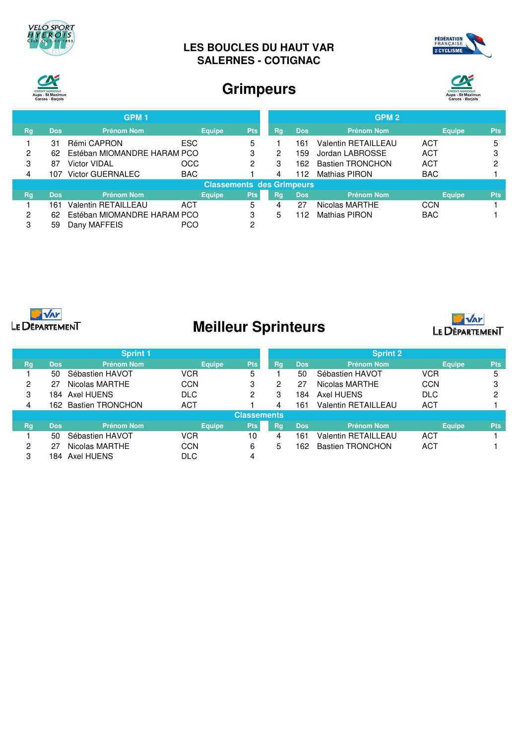# LES BOUCLES DU HAUT VAR
## SALERNES - COTIGNAC

## Grimpeurs

| GPM 1 | | | | | GPM 2 | | | | |
|---|---|---|---|---|---|---|---|---|---|
| Rg | Dos | Prénom Nom | Equipe | Pts | Rg | Dos | Prénom Nom | Equipe | Pts |
| 1 | 31 | Rémi CAPRON | ESC | 5 | 1 | 161 | Valentin RETAILLEAU | ACT | 5 |
| 2 | 62 | Estéban MIOMANDRE HARAM | PCO | 3 | 2 | 159 | Jordan LABROSSE | ACT | 3 |
| 3 | 87 | Victor VIDAL | OCC | 2 | 3 | 162 | Bastien TRONCHON | ACT | 2 |
| 4 | 107 | Victor GUERNALEC | BAC | 1 | 4 | 112 | Mathias PIRON | BAC | 1 |

**Classements des Grimpeurs**

| Rg | Dos | Prénom Nom | Equipe | Pts | Rg | Dos | Prénom Nom | Equipe | Pts |
|---|---|---|---|---|---|---|---|---|---|
| 1 | 161 | Valentin RETAILLEAU | ACT | 5 | 4 | 27 | Nicolas MARTHE | CCN | 1 |
| 2 | 62 | Estéban MIOMANDRE HARAM | PCO | 3 | 5 | 112 | Mathias PIRON | BAC | 1 |
| 3 | 59 | Dany MAFFEIS | PCO | 2 | | | | | |

## Meilleur Sprinteurs

| Sprint 1 | | | | | Sprint 2 | | | | |
|---|---|---|---|---|---|---|---|---|---|
| Rg | Dos | Prénom Nom | Equipe | Pts | Rg | Dos | Prénom Nom | Equipe | Pts |
| 1 | 50 | Sébastien HAVOT | VCR | 5 | 1 | 50 | Sébastien HAVOT | VCR | 5 |
| 2 | 27 | Nicolas MARTHE | CCN | 3 | 2 | 27 | Nicolas MARTHE | CCN | 3 |
| 3 | 184 | Axel HUENS | DLC | 2 | 3 | 184 | Axel HUENS | DLC | 2 |
| 4 | 162 | Bastien TRONCHON | ACT | 1 | 4 | 161 | Valentin RETAILLEAU | ACT | 1 |

**Classements**

| Rg | Dos | Prénom Nom | Equipe | Pts | Rg | Dos | Prénom Nom | Equipe | Pts |
|---|---|---|---|---|---|---|---|---|---|
| 1 | 50 | Sébastien HAVOT | VCR | 10 | 4 | 161 | Valentin RETAILLEAU | ACT | 1 |
| 2 | 27 | Nicolas MARTHE | CCN | 6 | 5 | 162 | Bastien TRONCHON | ACT | 1 |
| 3 | 184 | Axel HUENS | DLC | 4 | | | | | |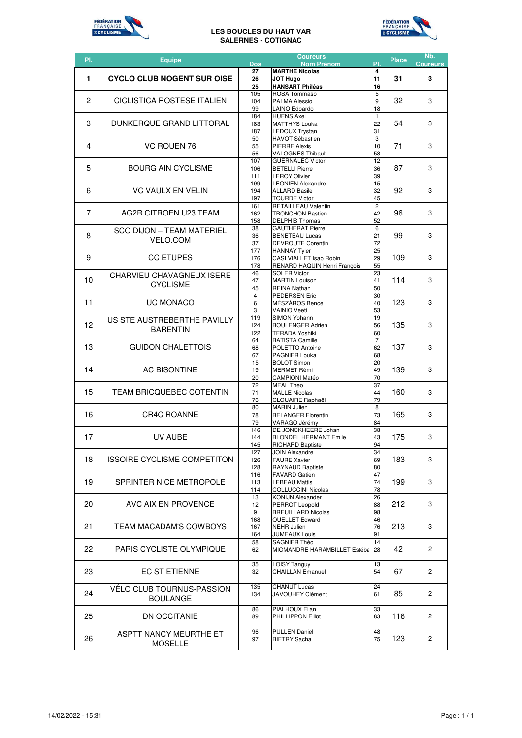# LES BOUCLES DU HAUT VAR
## SALERNES - COTIGNAC

| Pl. | Equipe | Dos | Coureurs Nom Prénom | Pl. | Place | Nb. Coureurs |
|---|---|---|---|---|---|---|
| 1 | **CYCLO CLUB NOGENT SUR OISE** | **27**<br>**26**<br>**25** | **MARTHE Nicolas**<br>**JOT Hugo**<br>**HANSART Philéas** | **4**<br>**11**<br>**16** | **31** | **3** |
| 2 | CICLISTICA ROSTESE ITALIEN | 105<br>104<br>99 | ROSA Tommaso<br>PALMA Alessio<br>LAINO Edoardo | 5<br>9<br>18 | 32 | 3 |
| 3 | DUNKERQUE GRAND LITTORAL | 184<br>183<br>187 | HUENS Axel<br>MATTHYS Louka<br>LEDOUX Trystan | 1<br>22<br>31 | 54 | 3 |
| 4 | VC ROUEN 76 | 50<br>55<br>56 | HAVOT Sébastien<br>PIERRE Alexis<br>VALOGNES Thibault | 3<br>10<br>58 | 71 | 3 |
| 5 | BOURG AIN CYCLISME | 107<br>106<br>111 | GUERNALEC Victor<br>BETELLI Pierre<br>LEROY Olivier | 12<br>36<br>39 | 87 | 3 |
| 6 | VC VAULX EN VELIN | 199<br>194<br>197 | LEONIEN Alexandre<br>ALLARD Basile<br>TOURDE Victor | 15<br>32<br>45 | 92 | 3 |
| 7 | AG2R CITROEN U23 TEAM | 161<br>162<br>158 | RETAILLEAU Valentin<br>TRONCHON Bastien<br>DELPHIS Thomas | 2<br>42<br>52 | 96 | 3 |
| 8 | SCO DIJON – TEAM MATERIEL VELO.COM | 38<br>36<br>37 | GAUTHERAT Pierre<br>BENETEAU Lucas<br>DEVROUTE Corentin | 6<br>21<br>72 | 99 | 3 |
| 9 | CC ETUPES | 177<br>176<br>178 | HANNAY Tyler<br>CASI VIALLET Isao Robin<br>RENARD HAQUIN Henri François | 25<br>29<br>55 | 109 | 3 |
| 10 | CHARVIEU CHAVAGNEUX ISERE CYCLISME | 46<br>47<br>45 | SOLER Victor<br>MARTIN Louison<br>REINA Nathan | 23<br>41<br>50 | 114 | 3 |
| 11 | UC MONACO | 4<br>6<br>3 | PEDERSEN Eric<br>MÉSZÁROS Bence<br>VAINIO Veeti | 30<br>40<br>53 | 123 | 3 |
| 12 | US STE AUSTREBERTHE PAVILLY BARENTIN | 119<br>124<br>122 | SIMON Yohann<br>BOULENGER Adrien<br>TERADA Yoshiki | 19<br>56<br>60 | 135 | 3 |
| 13 | GUIDON CHALETTOIS | 64<br>68<br>67 | BATISTA Camille<br>POLETTO Antoine<br>PAGNIER Louka | 7<br>62<br>68 | 137 | 3 |
| 14 | AC BISONTINE | 15<br>19<br>20 | BOLOT Simon<br>MERMET Rémi<br>CAMPIONI Matéo | 20<br>49<br>70 | 139 | 3 |
| 15 | TEAM BRICQUEBEC COTENTIN | 72<br>71<br>76 | MEAL Theo<br>MALLE Nicolas<br>CLOUAIRE Raphaël | 37<br>44<br>79 | 160 | 3 |
| 16 | CR4C ROANNE | 80<br>78<br>79 | MARIN Julien<br>BELANGER Florentin<br>VARAGO Jérémy | 8<br>73<br>84 | 165 | 3 |
| 17 | UV AUBE | 146<br>144<br>145 | DE JONCKHEERE Johan<br>BLONDEL HERMANT Emile<br>RICHARD Baptiste | 38<br>43<br>94 | 175 | 3 |
| 18 | ISSOIRE CYCLISME COMPETITON | 127<br>126<br>128 | JOIN Alexandre<br>FAURE Xavier<br>RAYNAUD Baptiste | 34<br>69<br>80 | 183 | 3 |
| 19 | SPRINTER NICE METROPOLE | 116<br>113<br>114 | FAVARD Gatien<br>LEBEAU Mattis<br>COLLUCCINI Nicolas | 47<br>74<br>78 | 199 | 3 |
| 20 | AVC AIX EN PROVENCE | 13<br>12<br>9 | KONIJN Alexander<br>PERROT Leopold<br>BREUILLARD Nicolas | 26<br>88<br>98 | 212 | 3 |
| 21 | TEAM MACADAM'S COWBOYS | 168<br>167<br>164 | OUELLET Edward<br>NEHR Julien<br>JUMEAUX Louis | 46<br>76<br>91 | 213 | 3 |
| 22 | PARIS CYCLISTE OLYMPIQUE | 58<br>62 | SAGNIER Théo<br>MIOMANDRE HARAMBILLET Estéba | 14<br>28 | 42 | 2 |
| 23 | EC ST ETIENNE | 35<br>32 | LOISY Tanguy<br>CHAILLAN Emanuel | 13<br>54 | 67 | 2 |
| 24 | VÉLO CLUB TOURNUS-PASSION BOULANGE | 135<br>134 | CHANUT Lucas<br>JAVOUHEY Clément | 24<br>61 | 85 | 2 |
| 25 | DN OCCITANIE | 86<br>89 | PIALHOUX Elian<br>PHILLIPPON Elliot | 33<br>83 | 116 | 2 |
| 26 | ASPTT NANCY MEURTHE ET MOSELLE | 96<br>97 | PULLEN Daniel<br>BIETRY Sacha | 48<br>75 | 123 | 2 |

14/02/2022 - 15:31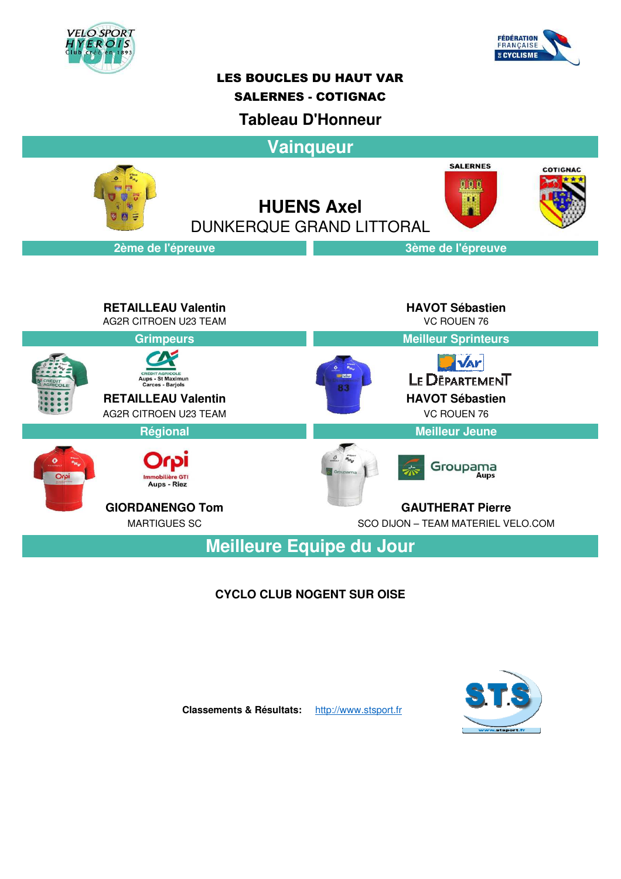# LES BOUCLES DU HAUT VAR

## SALERNES - COTIGNAC

## Tableau D'Honneur

### Vainqueur

SALERNES

COTIGNAC

**HUENS Axel**
DUNKERQUE GRAND LITTORAL

### 2ème de l'épreuve

**RETAILLEAU Valentin**
AG2R CITROEN U23 TEAM

### 3ème de l'épreuve

**HAVOT Sébastien**
VC ROUEN 76

### Grimpeurs

CRÉDIT AGRICOLE
Aups - St Maximun
Carces - Barjols

**RETAILLEAU Valentin**
AG2R CITROEN U23 TEAM

### Meilleur Sprinteurs

Var
Le Département

**HAVOT Sébastien**
VC ROUEN 76

### Régional

Orpi
Immobilière GTI
Aups - Riez

**GIORDANENGO Tom**
MARTIGUES SC

### Meilleur Jeune

Groupama
Aups

**GAUTHERAT Pierre**
SCO DIJON – TEAM MATERIEL VELO.COM

### Meilleure Equipe du Jour

**CYCLO CLUB NOGENT SUR OISE**

**Classements & Résultats:** http://www.stsport.fr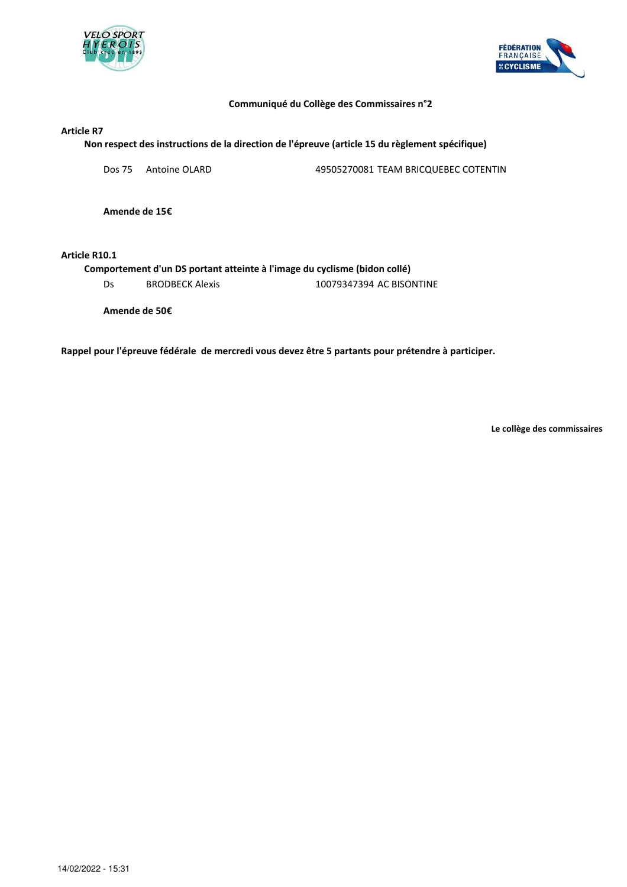**Communiqué du Collège des Commissaires n°2**

**Article R7**

**Non respect des instructions de la direction de l'épreuve (article 15 du règlement spécifique)**

| | | |
|---|---|---|
| Dos 75 | Antoine OLARD | 49505270081 TEAM BRICQUEBEC COTENTIN |

**Amende de 15€**

**Article R10.1**

**Comportement d'un DS portant atteinte à l'image du cyclisme (bidon collé)**

| | | |
|---|---|---|
| Ds | BRODBECK Alexis | 10079347394 AC BISONTINE |

**Amende de 50€**

**Rappel pour l'épreuve fédérale de mercredi vous devez être 5 partants pour prétendre à participer.**

**Le collège des commissaires**

14/02/2022 - 15:31